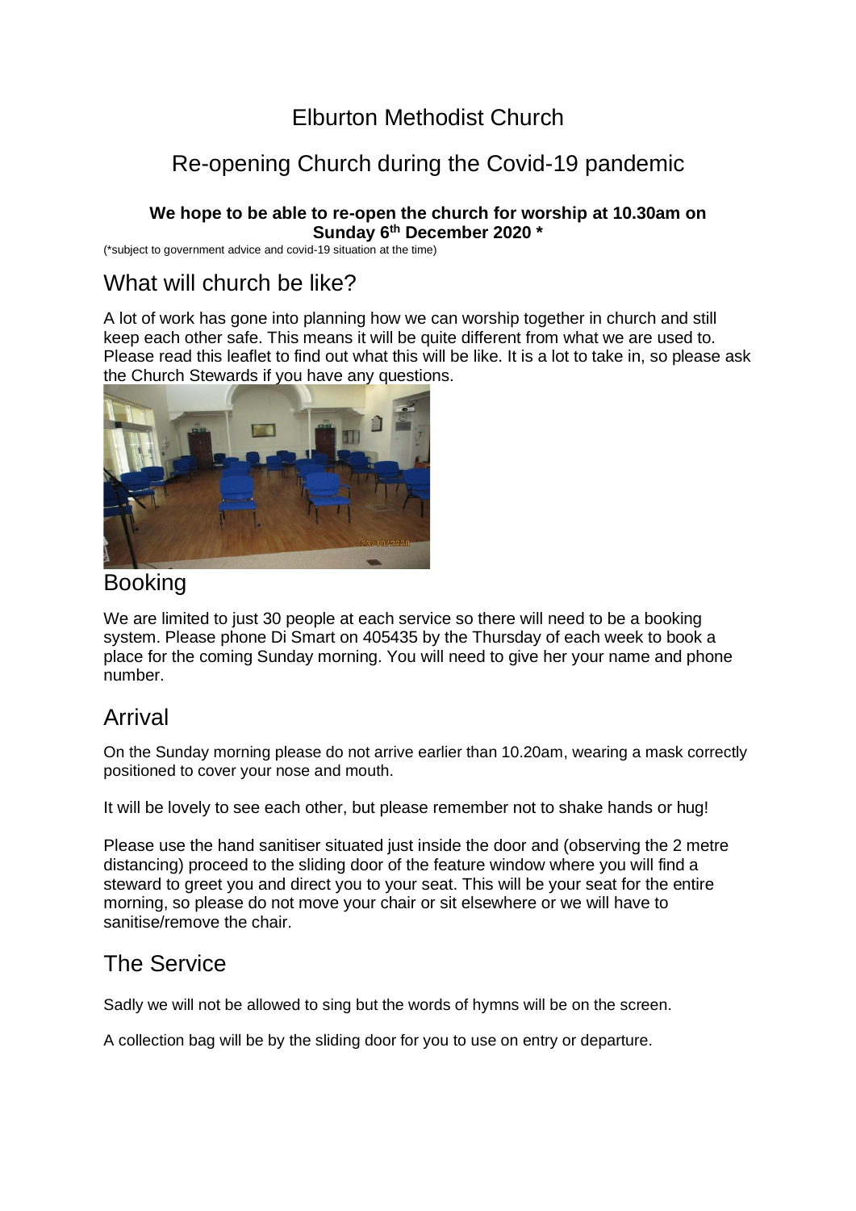# Elburton Methodist Church

## Re-opening Church during the Covid-19 pandemic

**We hope to be able to re-open the church for worship at 10.30am on Sunday 6th December 2020 ***

(*subject to government advice and covid-19 situation at the time)

## What will church be like?

A lot of work has gone into planning how we can worship together in church and still keep each other safe. This means it will be quite different from what we are used to. Please read this leaflet to find out what this will be like. It is a lot to take in, so please ask the Church Stewards if you have any questions.

## Booking

We are limited to just 30 people at each service so there will need to be a booking system. Please phone Di Smart on 405435 by the Thursday of each week to book a place for the coming Sunday morning. You will need to give her your name and phone number.

## Arrival

On the Sunday morning please do not arrive earlier than 10.20am, wearing a mask correctly positioned to cover your nose and mouth.

It will be lovely to see each other, but please remember not to shake hands or hug!

Please use the hand sanitiser situated just inside the door and (observing the 2 metre distancing) proceed to the sliding door of the feature window where you will find a steward to greet you and direct you to your seat. This will be your seat for the entire morning, so please do not move your chair or sit elsewhere or we will have to sanitise/remove the chair.

## The Service

Sadly we will not be allowed to sing but the words of hymns will be on the screen.

A collection bag will be by the sliding door for you to use on entry or departure.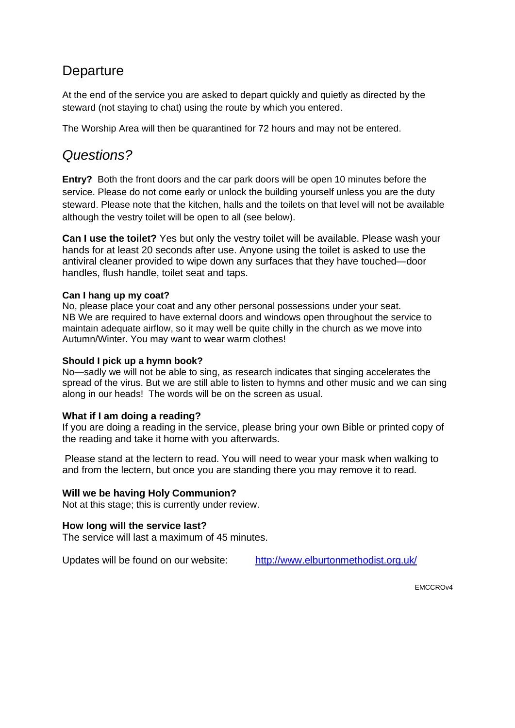## Departure

At the end of the service you are asked to depart quickly and quietly as directed by the steward (not staying to chat) using the route by which you entered.

The Worship Area will then be quarantined for 72 hours and may not be entered.

## *Questions?*

**Entry?** Both the front doors and the car park doors will be open 10 minutes before the service. Please do not come early or unlock the building yourself unless you are the duty steward. Please note that the kitchen, halls and the toilets on that level will not be available although the vestry toilet will be open to all (see below).

**Can I use the toilet?** Yes but only the vestry toilet will be available. Please wash your hands for at least 20 seconds after use. Anyone using the toilet is asked to use the antiviral cleaner provided to wipe down any surfaces that they have touched—door handles, flush handle, toilet seat and taps.

**Can I hang up my coat?**
No, please place your coat and any other personal possessions under your seat. NB We are required to have external doors and windows open throughout the service to maintain adequate airflow, so it may well be quite chilly in the church as we move into Autumn/Winter. You may want to wear warm clothes!

**Should I pick up a hymn book?**
No—sadly we will not be able to sing, as research indicates that singing accelerates the spread of the virus. But we are still able to listen to hymns and other music and we can sing along in our heads! The words will be on the screen as usual.

**What if I am doing a reading?**
If you are doing a reading in the service, please bring your own Bible or printed copy of the reading and take it home with you afterwards.

Please stand at the lectern to read. You will need to wear your mask when walking to and from the lectern, but once you are standing there you may remove it to read.

**Will we be having Holy Communion?**
Not at this stage; this is currently under review.

**How long will the service last?**
The service will last a maximum of 45 minutes.

Updates will be found on our website: [http://www.elburtonmethodist.org.uk/](http://www.elburtonmethodist.org.uk/)

EMCCROv4